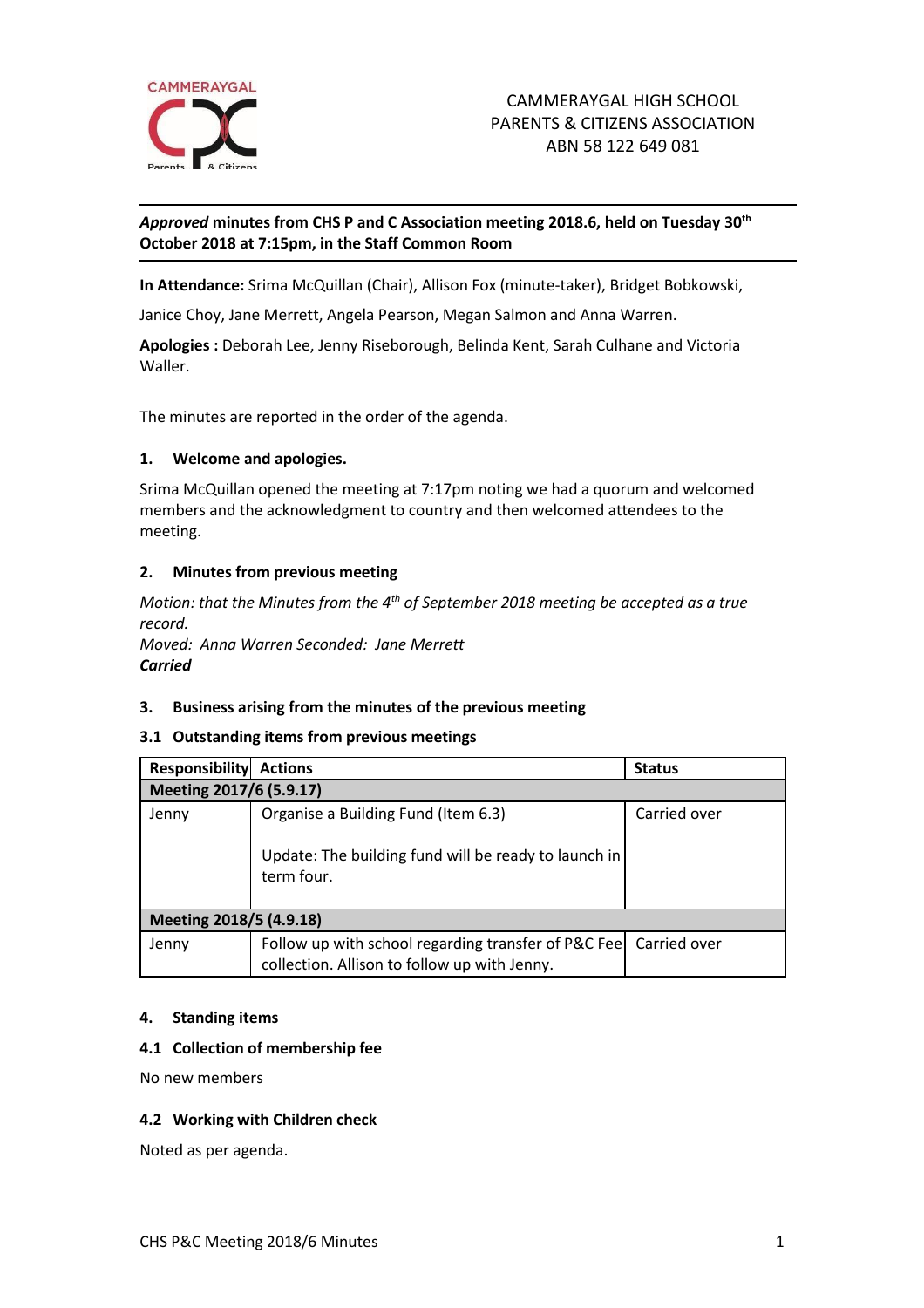CAMMERAYGAL HIGH SCHOOL
PARENTS & CITIZENS ASSOCIATION
ABN 58 122 649 081

***Approved* minutes from CHS P and C Association meeting 2018.6, held on Tuesday 30th October 2018 at 7:15pm, in the Staff Common Room**

**In Attendance:** Srima McQuillan (Chair), Allison Fox (minute-taker), Bridget Bobkowski, Janice Choy, Jane Merrett, Angela Pearson, Megan Salmon and Anna Warren.

**Apologies :** Deborah Lee, Jenny Riseborough, Belinda Kent, Sarah Culhane and Victoria Waller.

The minutes are reported in the order of the agenda.

## 1. Welcome and apologies.

Srima McQuillan opened the meeting at 7:17pm noting we had a quorum and welcomed members and the acknowledgment to country and then welcomed attendees to the meeting.

## 2. Minutes from previous meeting

*Motion: that the Minutes from the 4th of September 2018 meeting be accepted as a true record.*
*Moved: Anna Warren Seconded: Jane Merrett*
***Carried***

## 3. Business arising from the minutes of the previous meeting

### 3.1 Outstanding items from previous meetings

| Responsibility | Actions | Status |
|---|---|---|
| **Meeting 2017/6 (5.9.17)** | | |
| Jenny | Organise a Building Fund (Item 6.3)<br><br>Update: The building fund will be ready to launch in term four. | Carried over |
| **Meeting 2018/5 (4.9.18)** | | |
| Jenny | Follow up with school regarding transfer of P&C Fee collection. Allison to follow up with Jenny. | Carried over |

## 4. Standing items

### 4.1 Collection of membership fee

No new members

### 4.2 Working with Children check

Noted as per agenda.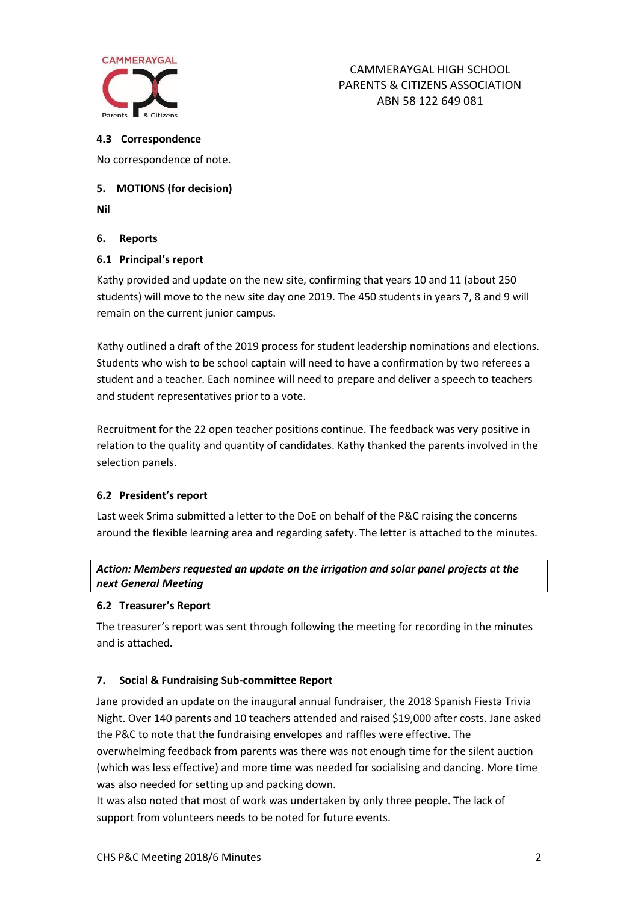CAMMERAYGAL HIGH SCHOOL
PARENTS & CITIZENS ASSOCIATION
ABN 58 122 649 081

### 4.3 Correspondence

No correspondence of note.

## 5. MOTIONS (for decision)

**Nil**

## 6. Reports

### 6.1 Principal's report

Kathy provided and update on the new site, confirming that years 10 and 11 (about 250 students) will move to the new site day one 2019. The 450 students in years 7, 8 and 9 will remain on the current junior campus.

Kathy outlined a draft of the 2019 process for student leadership nominations and elections. Students who wish to be school captain will need to have a confirmation by two referees a student and a teacher. Each nominee will need to prepare and deliver a speech to teachers and student representatives prior to a vote.

Recruitment for the 22 open teacher positions continue. The feedback was very positive in relation to the quality and quantity of candidates. Kathy thanked the parents involved in the selection panels.

### 6.2 President's report

Last week Srima submitted a letter to the DoE on behalf of the P&C raising the concerns around the flexible learning area and regarding safety. The letter is attached to the minutes.

***Action: Members requested an update on the irrigation and solar panel projects at the next General Meeting***

### 6.2 Treasurer's Report

The treasurer's report was sent through following the meeting for recording in the minutes and is attached.

## 7. Social & Fundraising Sub-committee Report

Jane provided an update on the inaugural annual fundraiser, the 2018 Spanish Fiesta Trivia Night. Over 140 parents and 10 teachers attended and raised $19,000 after costs. Jane asked the P&C to note that the fundraising envelopes and raffles were effective. The overwhelming feedback from parents was there was not enough time for the silent auction (which was less effective) and more time was needed for socialising and dancing. More time was also needed for setting up and packing down.
It was also noted that most of work was undertaken by only three people. The lack of support from volunteers needs to be noted for future events.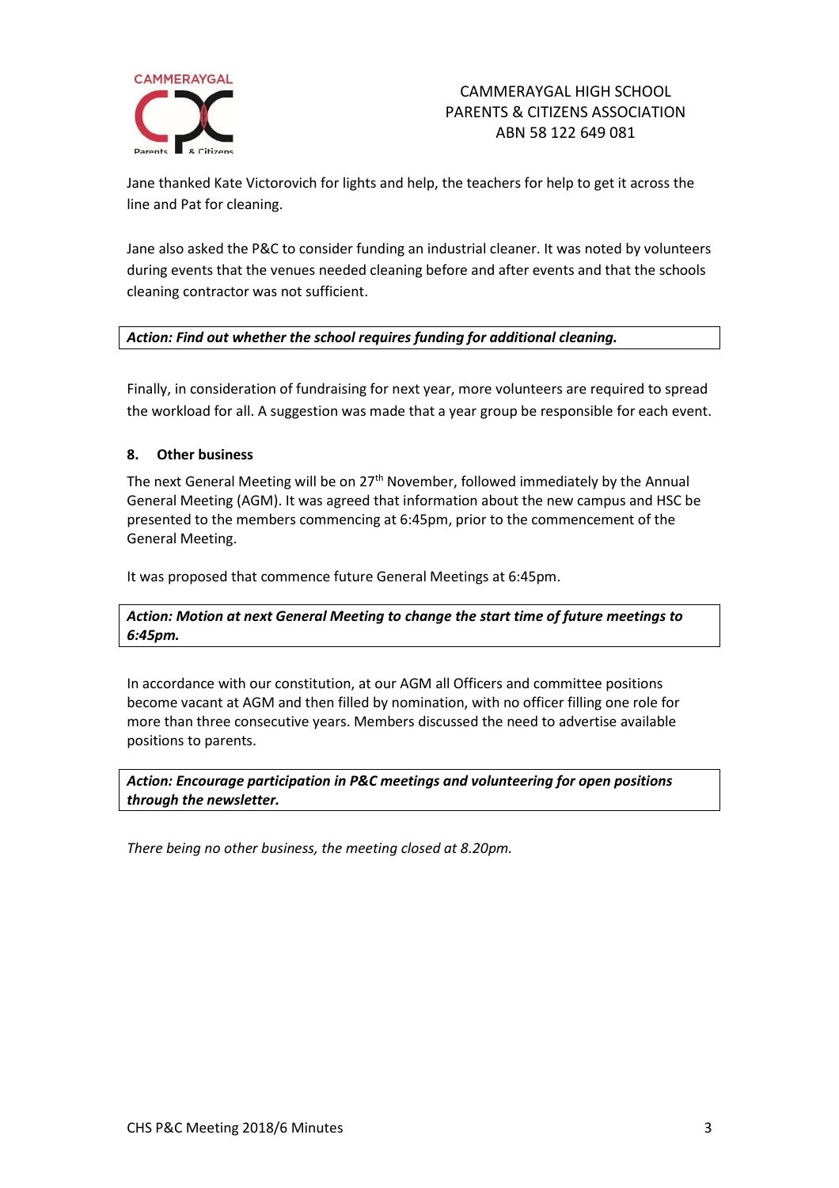Jane thanked Kate Victorovich for lights and help, the teachers for help to get it across the line and Pat for cleaning.

Jane also asked the P&C to consider funding an industrial cleaner. It was noted by volunteers during events that the venues needed cleaning before and after events and that the schools cleaning contractor was not sufficient.

***Action: Find out whether the school requires funding for additional cleaning.***

Finally, in consideration of fundraising for next year, more volunteers are required to spread the workload for all. A suggestion was made that a year group be responsible for each event.

### 8. Other business

The next General Meeting will be on 27th November, followed immediately by the Annual General Meeting (AGM). It was agreed that information about the new campus and HSC be presented to the members commencing at 6:45pm, prior to the commencement of the General Meeting.

It was proposed that commence future General Meetings at 6:45pm.

***Action: Motion at next General Meeting to change the start time of future meetings to 6:45pm.***

In accordance with our constitution, at our AGM all Officers and committee positions become vacant at AGM and then filled by nomination, with no officer filling one role for more than three consecutive years. Members discussed the need to advertise available positions to parents.

***Action: Encourage participation in P&C meetings and volunteering for open positions through the newsletter.***

*There being no other business, the meeting closed at 8.20pm.*